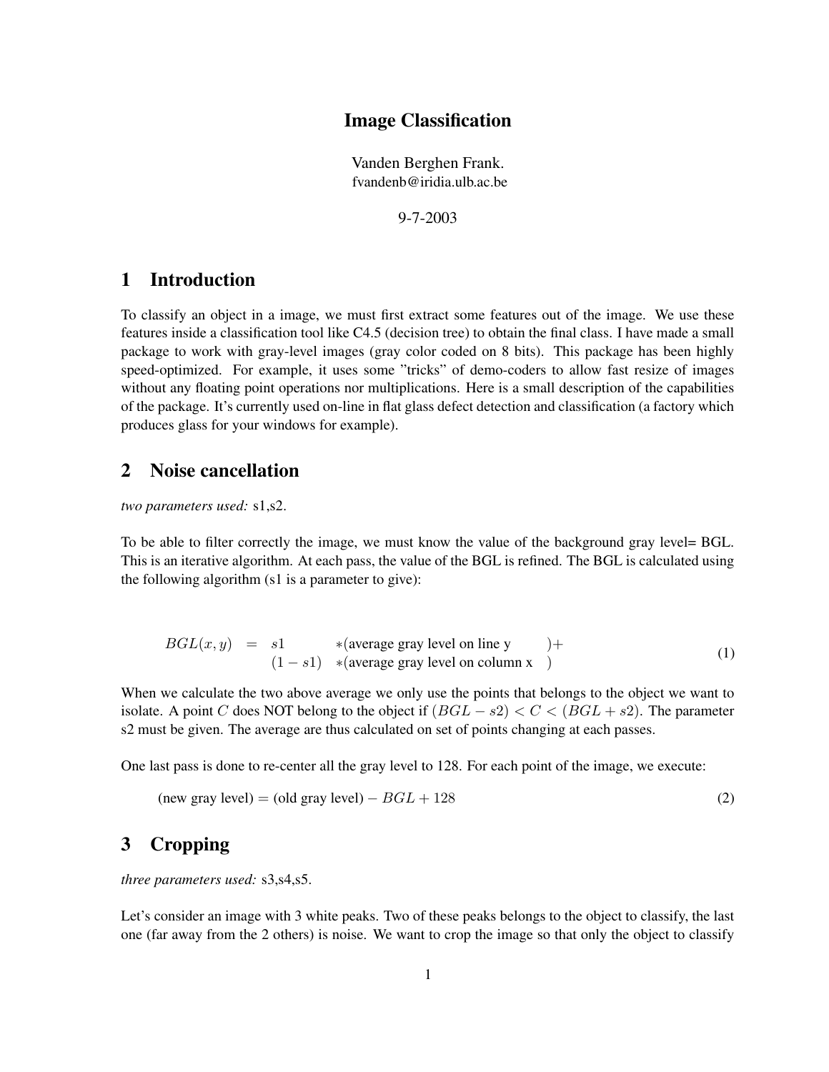# Image Classification

Vanden Berghen Frank.
fvandenb@iridia.ulb.ac.be

9-7-2003

## 1 Introduction

To classify an object in a image, we must first extract some features out of the image. We use these features inside a classification tool like C4.5 (decision tree) to obtain the final class. I have made a small package to work with gray-level images (gray color coded on 8 bits). This package has been highly speed-optimized. For example, it uses some "tricks" of demo-coders to allow fast resize of images without any floating point operations nor multiplications. Here is a small description of the capabilities of the package. It's currently used on-line in flat glass defect detection and classification (a factory which produces glass for your windows for example).

## 2 Noise cancellation

*two parameters used:* s1,s2.

To be able to filter correctly the image, we must know the value of the background gray level= BGL. This is an iterative algorithm. At each pass, the value of the BGL is refined. The BGL is calculated using the following algorithm (s1 is a parameter to give):

$$\begin{aligned} BGL(x,y) \quad = \quad & s1 \quad *(\text{average gray level on line y}) + \\ & (1-s1) \quad *(\text{average gray level on column x}) \end{aligned} \tag{1}$$

When we calculate the two above average we only use the points that belongs to the object we want to isolate. A point $C$ does NOT belong to the object if $(BGL - s2) < C < (BGL + s2)$. The parameter s2 must be given. The average are thus calculated on set of points changing at each passes.

One last pass is done to re-center all the gray level to 128. For each point of the image, we execute:

$$(\text{new gray level}) = (\text{old gray level}) - BGL + 128 \tag{2}$$

## 3 Cropping

*three parameters used:* s3,s4,s5.

Let's consider an image with 3 white peaks. Two of these peaks belongs to the object to classify, the last one (far away from the 2 others) is noise. We want to crop the image so that only the object to classify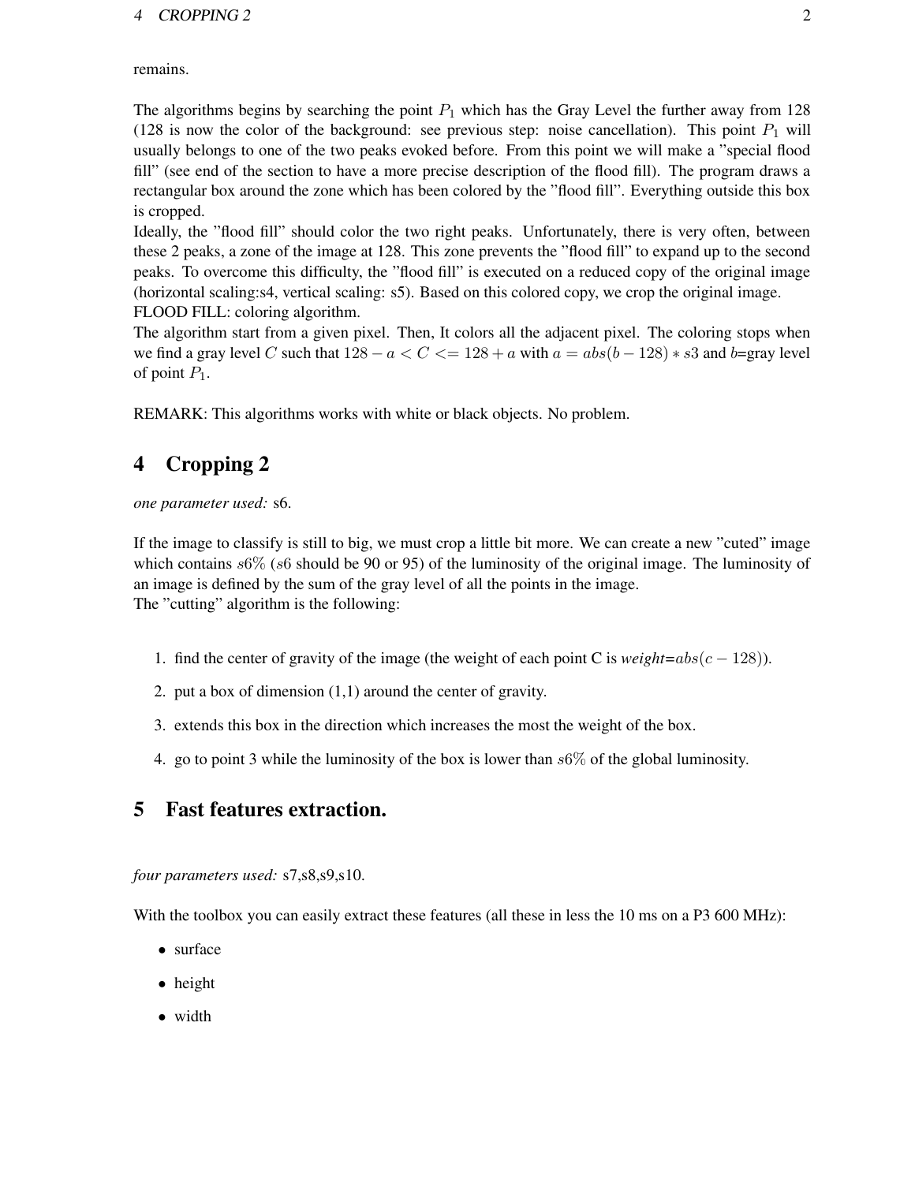remains.

The algorithms begins by searching the point $P_1$ which has the Gray Level the further away from 128 (128 is now the color of the background: see previous step: noise cancellation). This point $P_1$ will usually belongs to one of the two peaks evoked before. From this point we will make a "special flood fill" (see end of the section to have a more precise description of the flood fill). The program draws a rectangular box around the zone which has been colored by the "flood fill". Everything outside this box is cropped.

Ideally, the "flood fill" should color the two right peaks. Unfortunately, there is very often, between these 2 peaks, a zone of the image at 128. This zone prevents the "flood fill" to expand up to the second peaks. To overcome this difficulty, the "flood fill" is executed on a reduced copy of the original image (horizontal scaling:s4, vertical scaling: s5). Based on this colored copy, we crop the original image.

FLOOD FILL: coloring algorithm.

The algorithm start from a given pixel. Then, It colors all the adjacent pixel. The coloring stops when we find a gray level $C$ such that $128 - a < C <= 128 + a$ with $a = abs(b - 128) * s3$ and $b$=gray level of point $P_1$.

REMARK: This algorithms works with white or black objects. No problem.

## 4 Cropping 2

*one parameter used:* s6.

If the image to classify is still to big, we must crop a little bit more. We can create a new "cuted" image which contains $s6\%$ ($s6$ should be 90 or 95) of the luminosity of the original image. The luminosity of an image is defined by the sum of the gray level of all the points in the image.

The "cutting" algorithm is the following:

1. find the center of gravity of the image (the weight of each point C is *weight*=$abs(c - 128)$).
2. put a box of dimension (1,1) around the center of gravity.
3. extends this box in the direction which increases the most the weight of the box.
4. go to point 3 while the luminosity of the box is lower than $s6\%$ of the global luminosity.

## 5 Fast features extraction.

*four parameters used:* s7,s8,s9,s10.

With the toolbox you can easily extract these features (all these in less the 10 ms on a P3 600 MHz):

- surface
- height
- width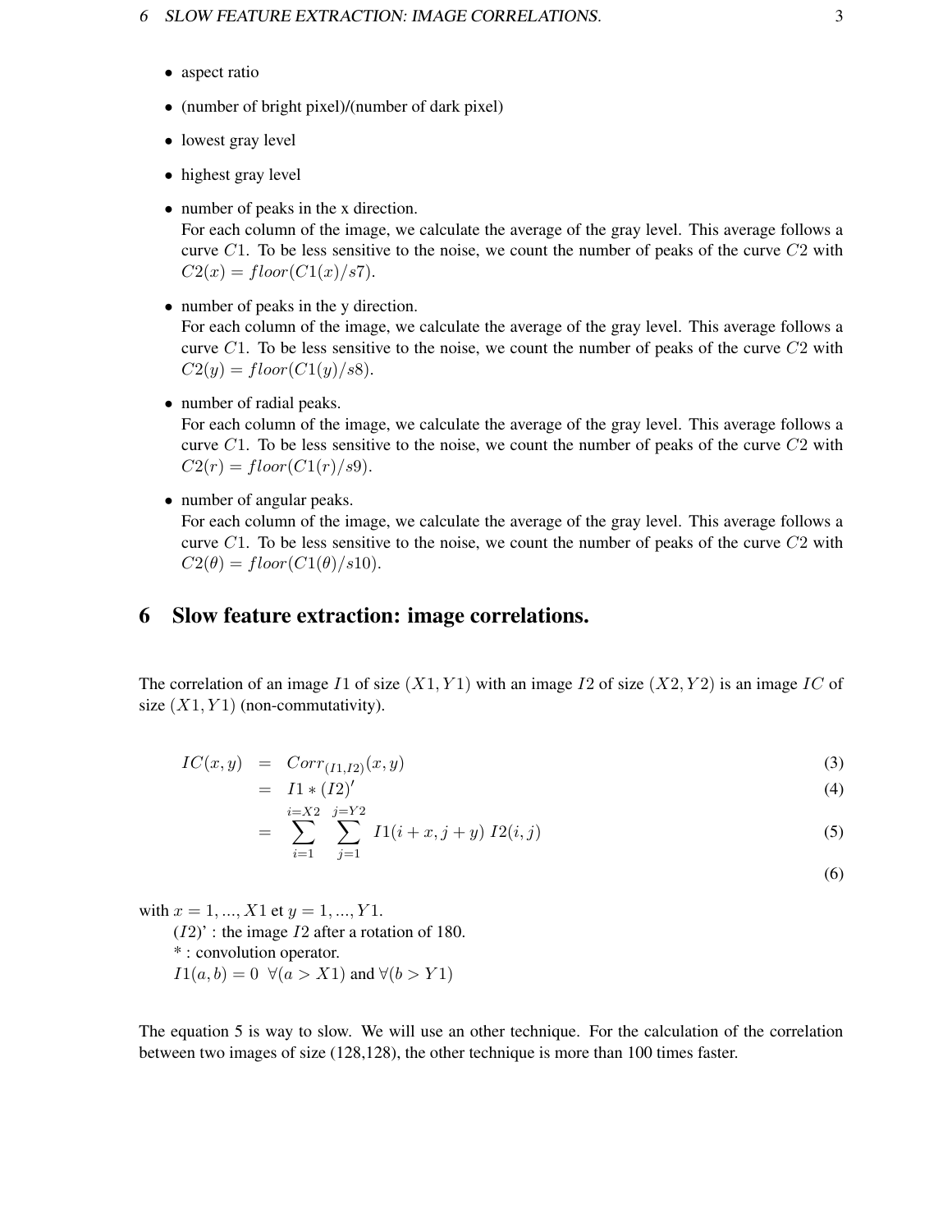- aspect ratio
- (number of bright pixel)/(number of dark pixel)
- lowest gray level
- highest gray level
- number of peaks in the x direction.
  For each column of the image, we calculate the average of the gray level. This average follows a curve $C1$. To be less sensitive to the noise, we count the number of peaks of the curve $C2$ with $C2(x) = floor(C1(x)/s7)$.
- number of peaks in the y direction.
  For each column of the image, we calculate the average of the gray level. This average follows a curve $C1$. To be less sensitive to the noise, we count the number of peaks of the curve $C2$ with $C2(y) = floor(C1(y)/s8)$.
- number of radial peaks.
  For each column of the image, we calculate the average of the gray level. This average follows a curve $C1$. To be less sensitive to the noise, we count the number of peaks of the curve $C2$ with $C2(r) = floor(C1(r)/s9)$.
- number of angular peaks.
  For each column of the image, we calculate the average of the gray level. This average follows a curve $C1$. To be less sensitive to the noise, we count the number of peaks of the curve $C2$ with $C2(\theta) = floor(C1(\theta)/s10)$.

## 6 Slow feature extraction: image correlations.

The correlation of an image $I1$ of size $(X1, Y1)$ with an image $I2$ of size $(X2, Y2)$ is an image $IC$ of size $(X1, Y1)$ (non-commutativity).

$$IC(x, y) = Corr_{(I1,I2)}(x, y) \tag{3}$$

$$= I1 * (I2)' \tag{4}$$

$$= \sum_{i=1}^{i=X2} \sum_{j=1}^{j=Y2} I1(i + x, j + y)\; I2(i, j) \tag{5}$$

$$\tag{6}$$

with $x = 1, ..., X1$ et $y = 1, ..., Y1$.

$(I2)'$ : the image $I2$ after a rotation of 180.

* : convolution operator.

$I1(a, b) = 0 \;\; \forall(a > X1)$ and $\forall(b > Y1)$

The equation 5 is way to slow. We will use an other technique. For the calculation of the correlation between two images of size (128,128), the other technique is more than 100 times faster.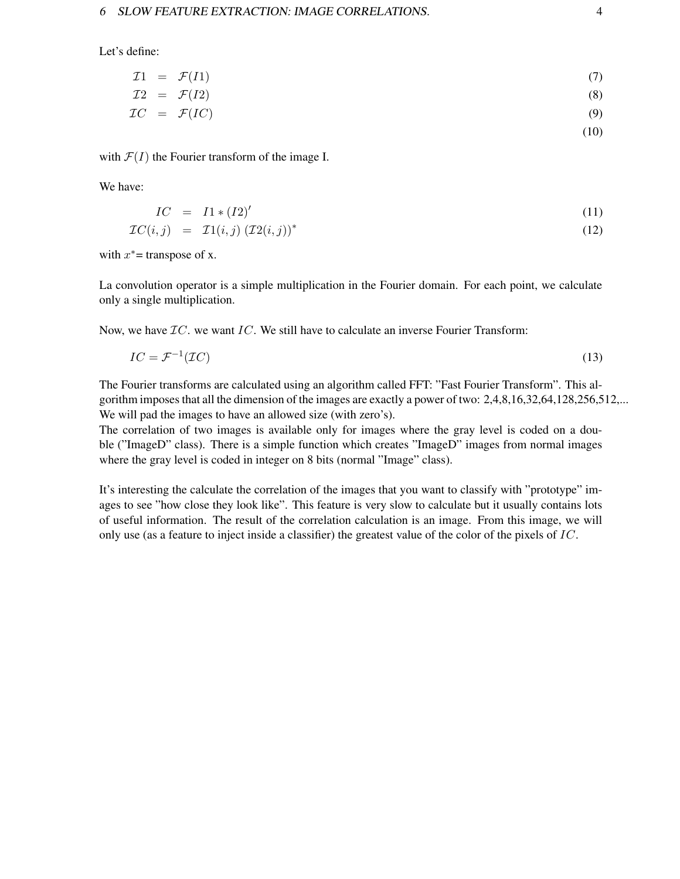Let's define:

$$
\begin{aligned}
\mathcal{I}1 &= \mathcal{F}(I1) && (7) \\
\mathcal{I}2 &= \mathcal{F}(I2) && (8) \\
\mathcal{I}C &= \mathcal{F}(IC) && (9) \\
& && (10)
\end{aligned}
$$

with $\mathcal{F}(I)$ the Fourier transform of the image I.

We have:

$$
\begin{aligned}
IC &= I1 * (I2)' && (11) \\
\mathcal{I}C(i,j) &= \mathcal{I}1(i,j)\,(\mathcal{I}2(i,j))^* && (12)
\end{aligned}
$$

with $x^*$= transpose of x.

La convolution operator is a simple multiplication in the Fourier domain. For each point, we calculate only a single multiplication.

Now, we have $\mathcal{I}C$. we want $IC$. We still have to calculate an inverse Fourier Transform:

$$IC = \mathcal{F}^{-1}(\mathcal{I}C) \tag{13}$$

The Fourier transforms are calculated using an algorithm called FFT: "Fast Fourier Transform". This algorithm imposes that all the dimension of the images are exactly a power of two: 2,4,8,16,32,64,128,256,512,... We will pad the images to have an allowed size (with zero's).
The correlation of two images is available only for images where the gray level is coded on a double ("ImageD" class). There is a simple function which creates "ImageD" images from normal images where the gray level is coded in integer on 8 bits (normal "Image" class).

It's interesting the calculate the correlation of the images that you want to classify with "prototype" images to see "how close they look like". This feature is very slow to calculate but it usually contains lots of useful information. The result of the correlation calculation is an image. From this image, we will only use (as a feature to inject inside a classifier) the greatest value of the color of the pixels of $IC$.